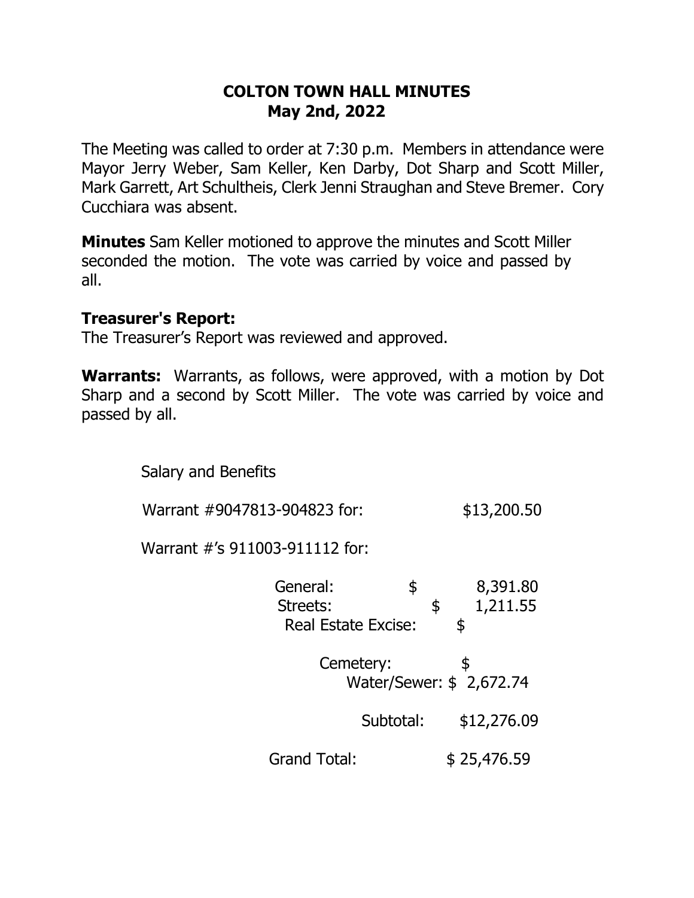# COLTON TOWN HALL MINUTES
## May 2nd, 2022

The Meeting was called to order at 7:30 p.m. Members in attendance were Mayor Jerry Weber, Sam Keller, Ken Darby, Dot Sharp and Scott Miller, Mark Garrett, Art Schultheis, Clerk Jenni Straughan and Steve Bremer. Cory Cucchiara was absent.

**Minutes** Sam Keller motioned to approve the minutes and Scott Miller seconded the motion. The vote was carried by voice and passed by all.

**Treasurer's Report:**
The Treasurer's Report was reviewed and approved.

**Warrants:** Warrants, as follows, were approved, with a motion by Dot Sharp and a second by Scott Miller. The vote was carried by voice and passed by all.

Salary and Benefits

Warrant #9047813-904823 for: $13,200.50

Warrant #'s 911003-911112 for:

| | |
|---|---|
| General: | $ 8,391.80 |
| Streets: | $ 1,211.55 |
| Real Estate Excise: | $ |
| Cemetery: | $ |
| Water/Sewer: | $ 2,672.74 |
| Subtotal: | $12,276.09 |

Grand Total: $ 25,476.59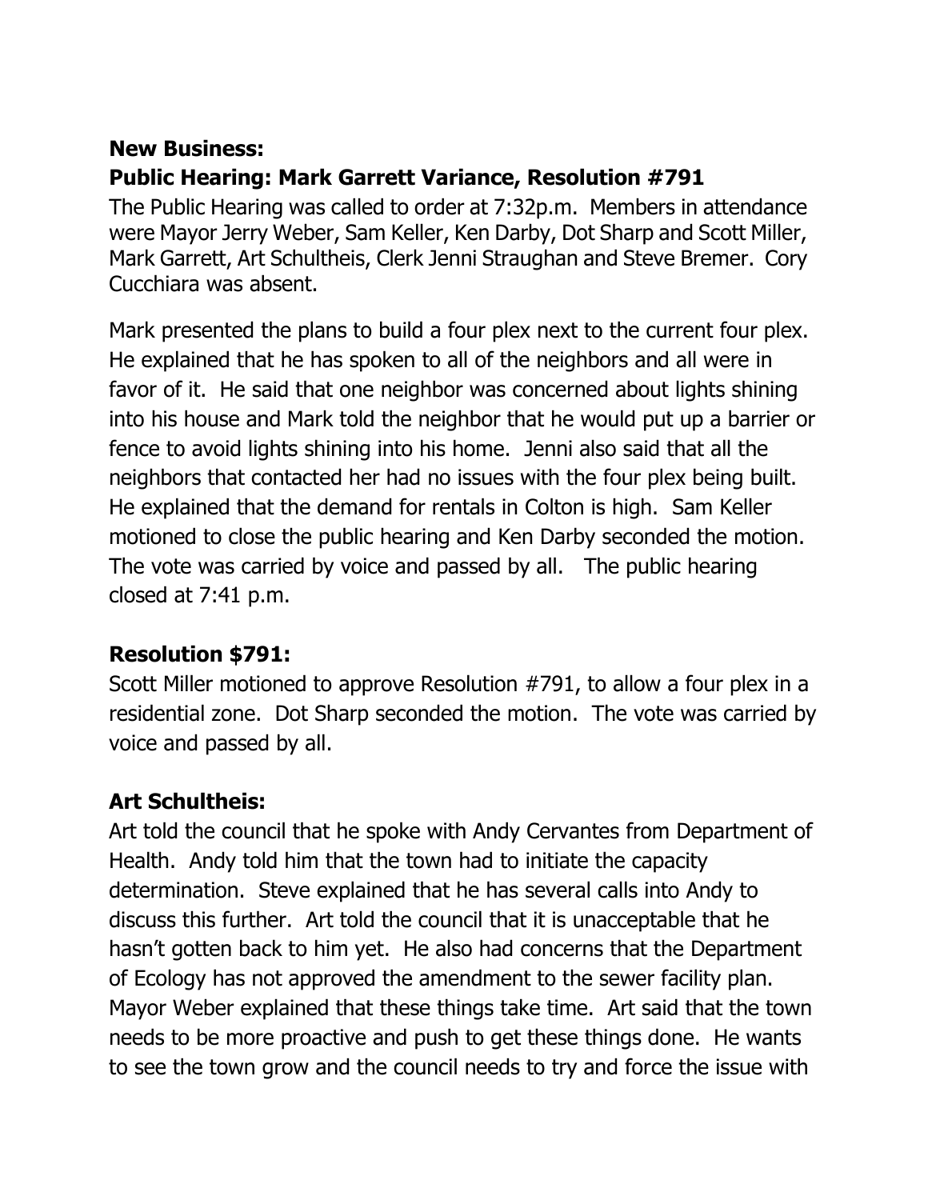**New Business:**

**Public Hearing: Mark Garrett Variance, Resolution #791**

The Public Hearing was called to order at 7:32p.m. Members in attendance were Mayor Jerry Weber, Sam Keller, Ken Darby, Dot Sharp and Scott Miller, Mark Garrett, Art Schultheis, Clerk Jenni Straughan and Steve Bremer. Cory Cucchiara was absent.

Mark presented the plans to build a four plex next to the current four plex. He explained that he has spoken to all of the neighbors and all were in favor of it. He said that one neighbor was concerned about lights shining into his house and Mark told the neighbor that he would put up a barrier or fence to avoid lights shining into his home. Jenni also said that all the neighbors that contacted her had no issues with the four plex being built. He explained that the demand for rentals in Colton is high. Sam Keller motioned to close the public hearing and Ken Darby seconded the motion. The vote was carried by voice and passed by all. The public hearing closed at 7:41 p.m.

**Resolution $791:**

Scott Miller motioned to approve Resolution #791, to allow a four plex in a residential zone. Dot Sharp seconded the motion. The vote was carried by voice and passed by all.

**Art Schultheis:**

Art told the council that he spoke with Andy Cervantes from Department of Health. Andy told him that the town had to initiate the capacity determination. Steve explained that he has several calls into Andy to discuss this further. Art told the council that it is unacceptable that he hasn't gotten back to him yet. He also had concerns that the Department of Ecology has not approved the amendment to the sewer facility plan. Mayor Weber explained that these things take time. Art said that the town needs to be more proactive and push to get these things done. He wants to see the town grow and the council needs to try and force the issue with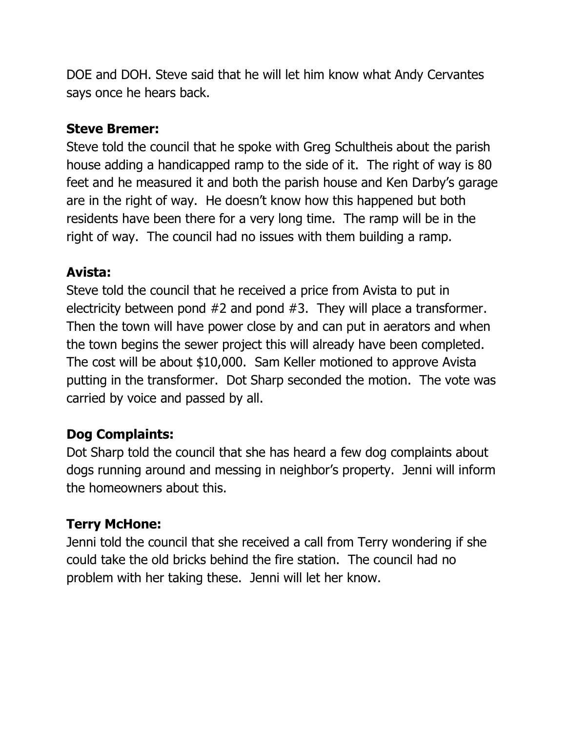DOE and DOH. Steve said that he will let him know what Andy Cervantes says once he hears back.

**Steve Bremer:**
Steve told the council that he spoke with Greg Schultheis about the parish house adding a handicapped ramp to the side of it. The right of way is 80 feet and he measured it and both the parish house and Ken Darby's garage are in the right of way. He doesn't know how this happened but both residents have been there for a very long time. The ramp will be in the right of way. The council had no issues with them building a ramp.

**Avista:**
Steve told the council that he received a price from Avista to put in electricity between pond #2 and pond #3. They will place a transformer. Then the town will have power close by and can put in aerators and when the town begins the sewer project this will already have been completed. The cost will be about $10,000. Sam Keller motioned to approve Avista putting in the transformer. Dot Sharp seconded the motion. The vote was carried by voice and passed by all.

**Dog Complaints:**
Dot Sharp told the council that she has heard a few dog complaints about dogs running around and messing in neighbor's property. Jenni will inform the homeowners about this.

**Terry McHone:**
Jenni told the council that she received a call from Terry wondering if she could take the old bricks behind the fire station. The council had no problem with her taking these. Jenni will let her know.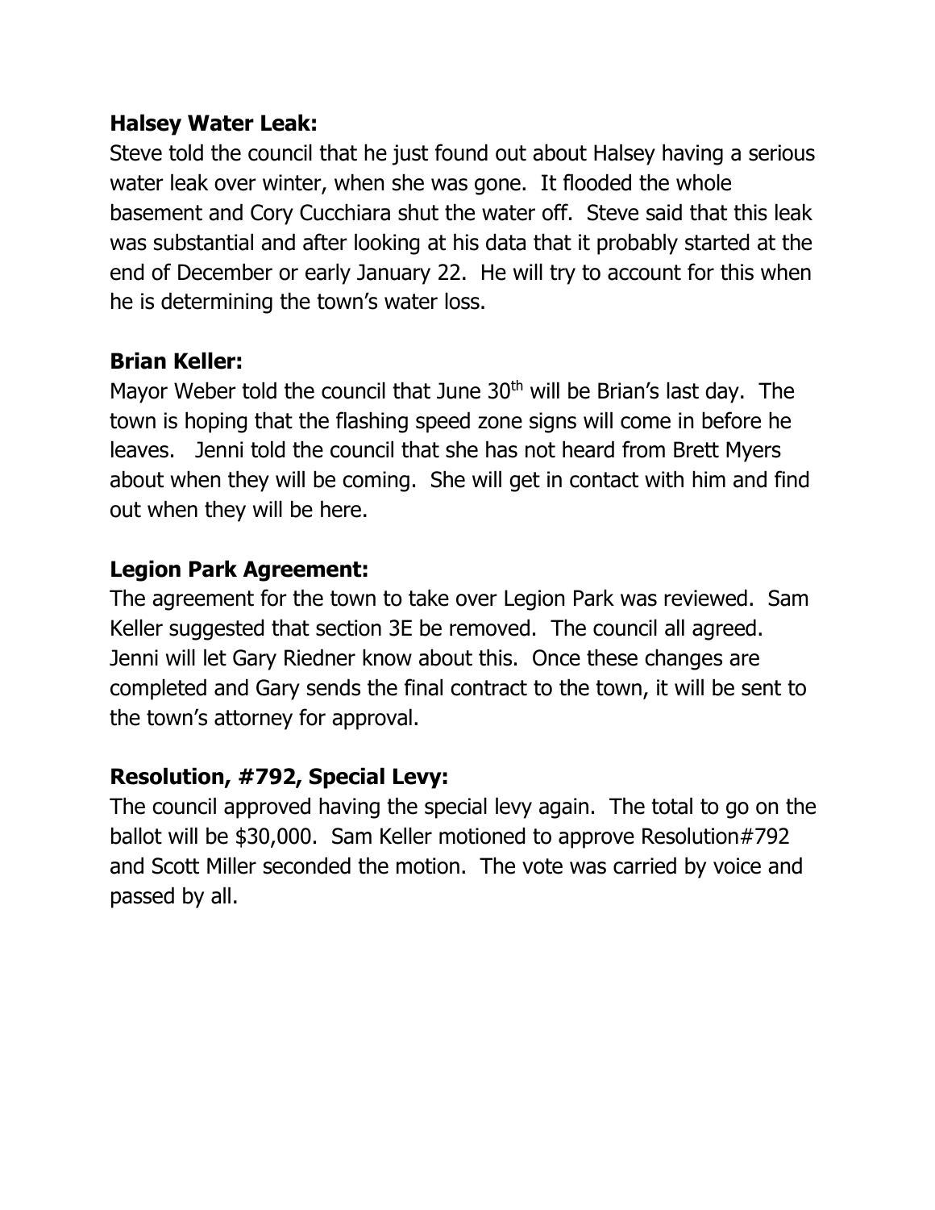**Halsey Water Leak:**
Steve told the council that he just found out about Halsey having a serious water leak over winter, when she was gone. It flooded the whole basement and Cory Cucchiara shut the water off. Steve said that this leak was substantial and after looking at his data that it probably started at the end of December or early January 22. He will try to account for this when he is determining the town's water loss.

**Brian Keller:**
Mayor Weber told the council that June 30th will be Brian's last day. The town is hoping that the flashing speed zone signs will come in before he leaves. Jenni told the council that she has not heard from Brett Myers about when they will be coming. She will get in contact with him and find out when they will be here.

**Legion Park Agreement:**
The agreement for the town to take over Legion Park was reviewed. Sam Keller suggested that section 3E be removed. The council all agreed. Jenni will let Gary Riedner know about this. Once these changes are completed and Gary sends the final contract to the town, it will be sent to the town's attorney for approval.

**Resolution, #792, Special Levy:**
The council approved having the special levy again. The total to go on the ballot will be $30,000. Sam Keller motioned to approve Resolution#792 and Scott Miller seconded the motion. The vote was carried by voice and passed by all.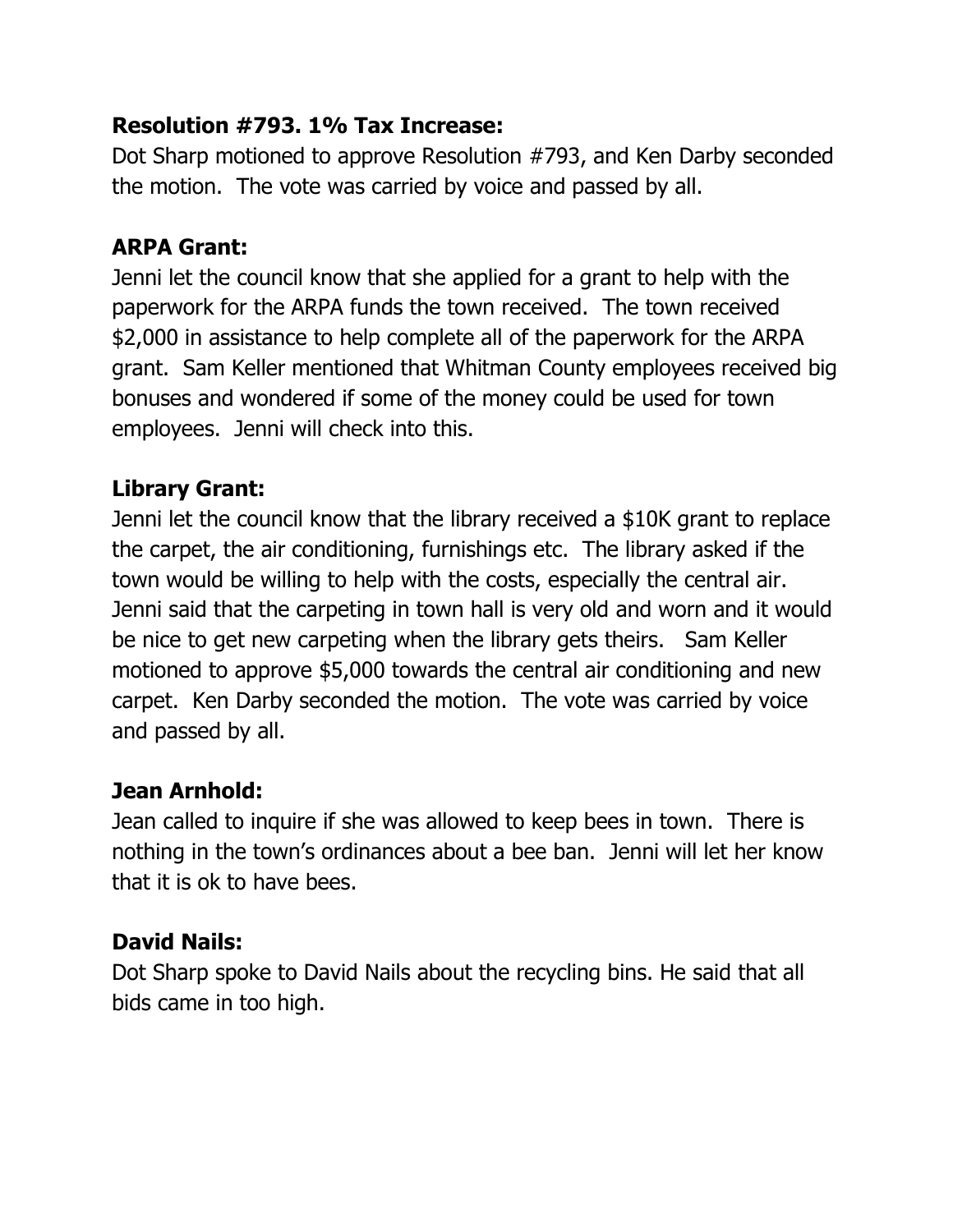**Resolution #793. 1% Tax Increase:**
Dot Sharp motioned to approve Resolution #793, and Ken Darby seconded the motion. The vote was carried by voice and passed by all.

**ARPA Grant:**
Jenni let the council know that she applied for a grant to help with the paperwork for the ARPA funds the town received. The town received $2,000 in assistance to help complete all of the paperwork for the ARPA grant. Sam Keller mentioned that Whitman County employees received big bonuses and wondered if some of the money could be used for town employees. Jenni will check into this.

**Library Grant:**
Jenni let the council know that the library received a $10K grant to replace the carpet, the air conditioning, furnishings etc. The library asked if the town would be willing to help with the costs, especially the central air. Jenni said that the carpeting in town hall is very old and worn and it would be nice to get new carpeting when the library gets theirs. Sam Keller motioned to approve $5,000 towards the central air conditioning and new carpet. Ken Darby seconded the motion. The vote was carried by voice and passed by all.

**Jean Arnhold:**
Jean called to inquire if she was allowed to keep bees in town. There is nothing in the town's ordinances about a bee ban. Jenni will let her know that it is ok to have bees.

**David Nails:**
Dot Sharp spoke to David Nails about the recycling bins. He said that all bids came in too high.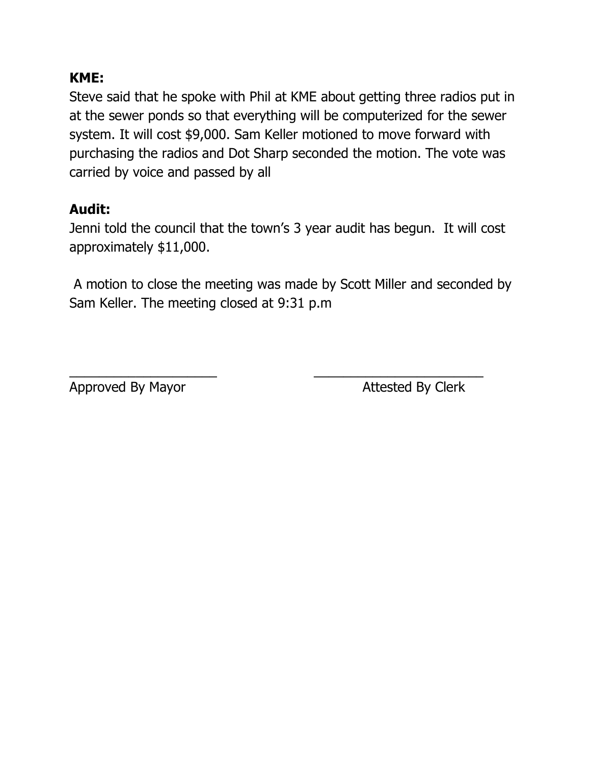**KME:**

Steve said that he spoke with Phil at KME about getting three radios put in at the sewer ponds so that everything will be computerized for the sewer system. It will cost $9,000. Sam Keller motioned to move forward with purchasing the radios and Dot Sharp seconded the motion. The vote was carried by voice and passed by all

**Audit:**

Jenni told the council that the town's 3 year audit has begun. It will cost approximately $11,000.

A motion to close the meeting was made by Scott Miller and seconded by Sam Keller. The meeting closed at 9:31 p.m

\_\_\_\_\_\_\_\_\_\_\_\_\_\_\_\_\_\_\_\_ \_\_\_\_\_\_\_\_\_\_\_\_\_\_\_\_\_\_\_\_\_\_\_

Approved By Mayor Attested By Clerk